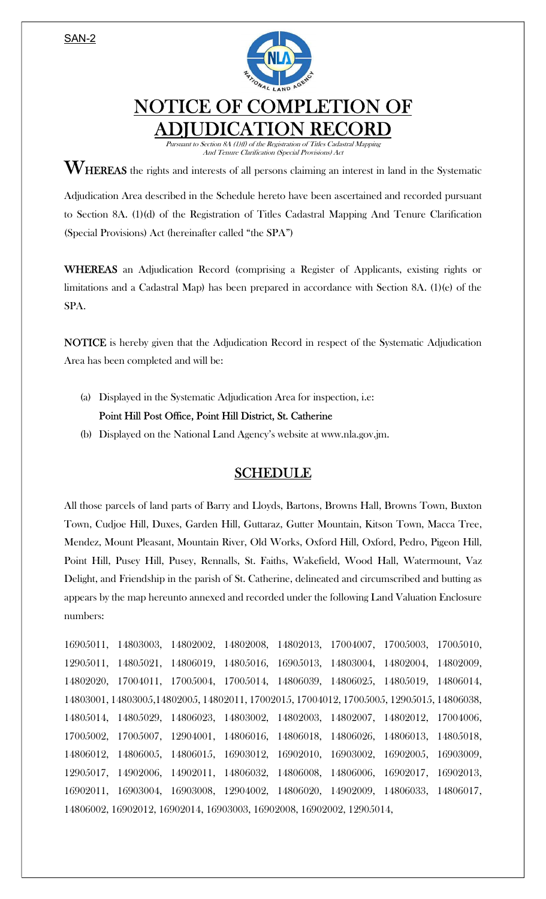SAN-2

# NOTICE OF COMPLETION OF ADJUDICATION RECORD

*Pursuant to Section 8A (1)(f) of the Registration of Titles Cadastral Mapping And Tenure Clarification (Special Provisions) Act*

**WHEREAS** the rights and interests of all persons claiming an interest in land in the Systematic Adjudication Area described in the Schedule hereto have been ascertained and recorded pursuant to Section 8A. (1)(d) of the Registration of Titles Cadastral Mapping And Tenure Clarification (Special Provisions) Act (hereinafter called "the SPA")

**WHEREAS** an Adjudication Record (comprising a Register of Applicants, existing rights or limitations and a Cadastral Map) has been prepared in accordance with Section 8A. (1)(e) of the SPA.

**NOTICE** is hereby given that the Adjudication Record in respect of the Systematic Adjudication Area has been completed and will be:

(a) Displayed in the Systematic Adjudication Area for inspection, i.e:
**Point Hill Post Office, Point Hill District, St. Catherine**

(b) Displayed on the National Land Agency's website at www.nla.gov.jm.

## SCHEDULE

All those parcels of land parts of Barry and Lloyds, Bartons, Browns Hall, Browns Town, Buxton Town, Cudjoe Hill, Duxes, Garden Hill, Guttaraz, Gutter Mountain, Kitson Town, Macca Tree, Mendez, Mount Pleasant, Mountain River, Old Works, Oxford Hill, Oxford, Pedro, Pigeon Hill, Point Hill, Pusey Hill, Pusey, Rennalls, St. Faiths, Wakefield, Wood Hall, Watermount, Vaz Delight, and Friendship in the parish of St. Catherine, delineated and circumscribed and butting as appears by the map hereunto annexed and recorded under the following Land Valuation Enclosure numbers:

16905011, 14803003, 14802002, 14802008, 14802013, 17004007, 17005003, 17005010, 12905011, 14805021, 14806019, 14805016, 16905013, 14803004, 14802004, 14802009, 14802020, 17004011, 17005004, 17005014, 14806039, 14806025, 14805019, 14806014, 14803001, 14803005,14802005, 14802011, 17002015, 17004012, 17005005, 12905015, 14806038, 14805014, 14805029, 14806023, 14803002, 14802003, 14802007, 14802012, 17004006, 17005002, 17005007, 12904001, 14806016, 14806018, 14806026, 14806013, 14805018, 14806012, 14806005, 14806015, 16903012, 16902010, 16903002, 16902005, 16903009, 12905017, 14902006, 14902011, 14806032, 14806008, 14806006, 16902017, 16902013, 16902011, 16903004, 16903008, 12904002, 14806020, 14902009, 14806033, 14806017, 14806002, 16902012, 16902014, 16903003, 16902008, 16902002, 12905014,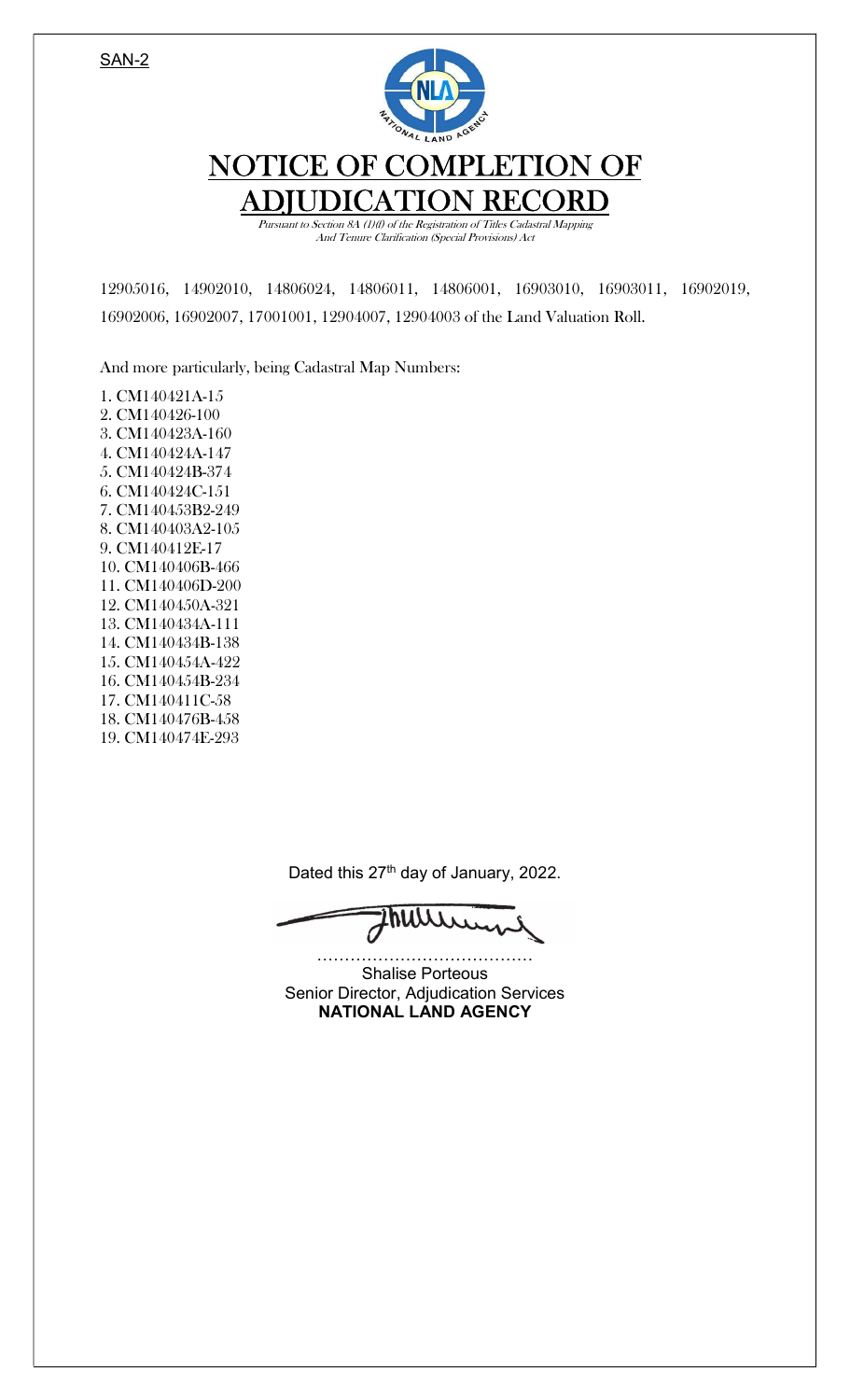SAN-2

# NOTICE OF COMPLETION OF ADJUDICATION RECORD

*Pursuant to Section 8A (1)(f) of the Registration of Titles Cadastral Mapping And Tenure Clarification (Special Provisions) Act*

12905016, 14902010, 14806024, 14806011, 14806001, 16903010, 16903011, 16902019, 16902006, 16902007, 17001001, 12904007, 12904003 of the Land Valuation Roll.

And more particularly, being Cadastral Map Numbers:

1. CM140421A-15
2. CM140426-100
3. CM140423A-160
4. CM140424A-147
5. CM140424B-374
6. CM140424C-151
7. CM140453B2-249
8. CM140403A2-105
9. CM140412E-17
10. CM140406B-466
11. CM140406D-200
12. CM140450A-321
13. CM140434A-111
14. CM140434B-138
15. CM140454A-422
16. CM140454B-234
17. CM140411C-58
18. CM140476B-458
19. CM140474E-293

Dated this 27th day of January, 2022.

…………………………………
Shalise Porteous
Senior Director, Adjudication Services
**NATIONAL LAND AGENCY**